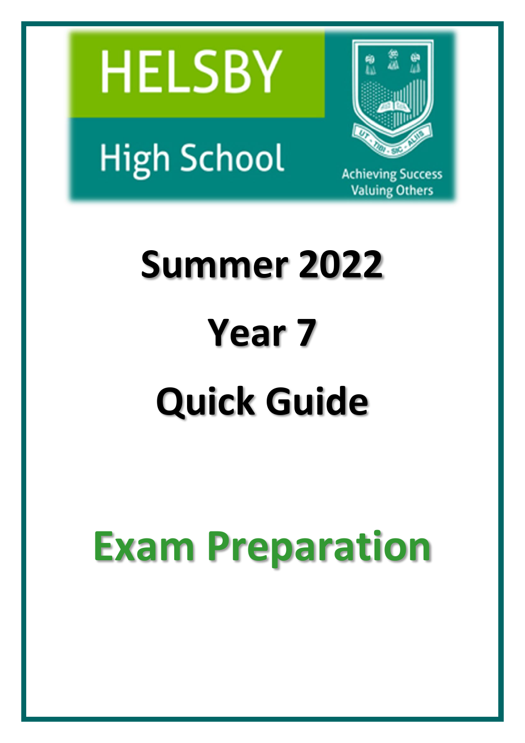HELSBY

High School

UT TIBI SIC ALIIS

Achieving Success
Valuing Others

# Summer 2022

# Year 7

# Quick Guide

# Exam Preparation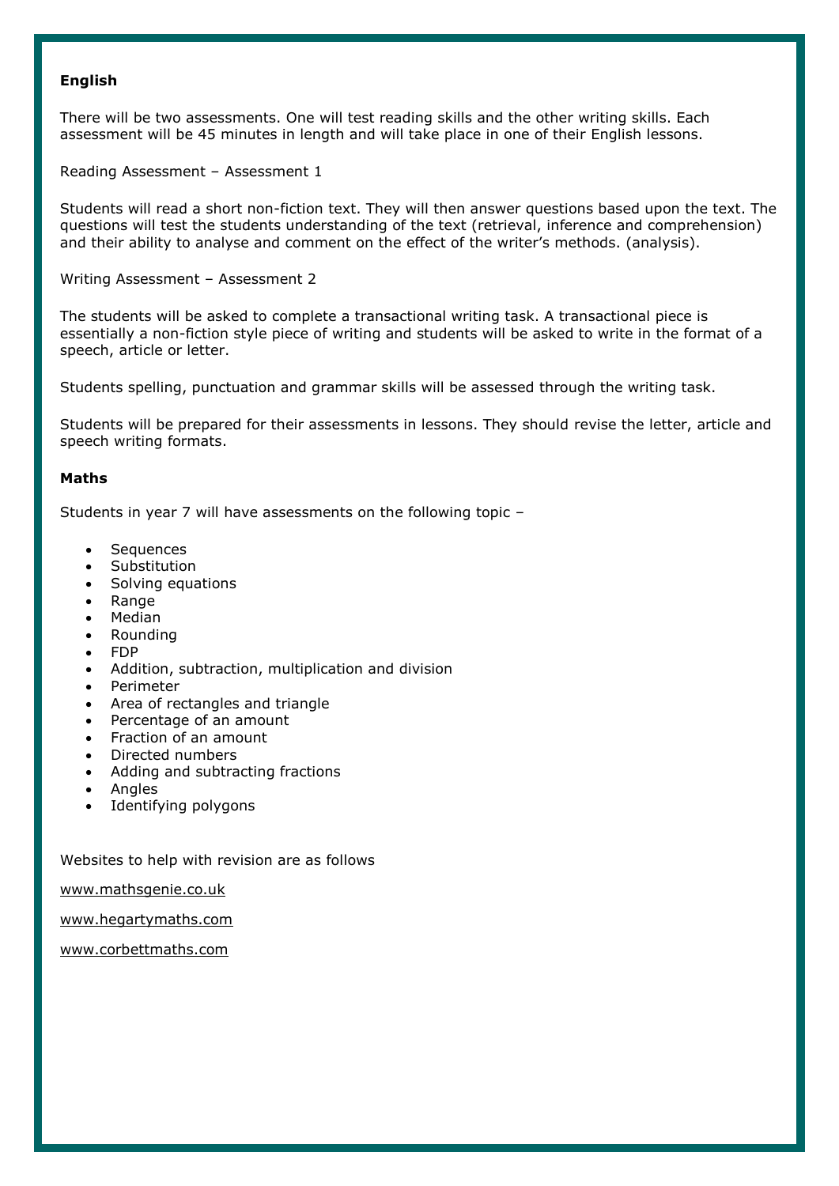**English**

There will be two assessments. One will test reading skills and the other writing skills. Each assessment will be 45 minutes in length and will take place in one of their English lessons.

Reading Assessment – Assessment 1

Students will read a short non-fiction text. They will then answer questions based upon the text. The questions will test the students understanding of the text (retrieval, inference and comprehension) and their ability to analyse and comment on the effect of the writer's methods. (analysis).

Writing Assessment – Assessment 2

The students will be asked to complete a transactional writing task. A transactional piece is essentially a non-fiction style piece of writing and students will be asked to write in the format of a speech, article or letter.

Students spelling, punctuation and grammar skills will be assessed through the writing task.

Students will be prepared for their assessments in lessons. They should revise the letter, article and speech writing formats.

**Maths**

Students in year 7 will have assessments on the following topic –

- Sequences
- Substitution
- Solving equations
- Range
- Median
- Rounding
- FDP
- Addition, subtraction, multiplication and division
- Perimeter
- Area of rectangles and triangle
- Percentage of an amount
- Fraction of an amount
- Directed numbers
- Adding and subtracting fractions
- Angles
- Identifying polygons

Websites to help with revision are as follows

www.mathsgenie.co.uk

www.hegartymaths.com

www.corbettmaths.com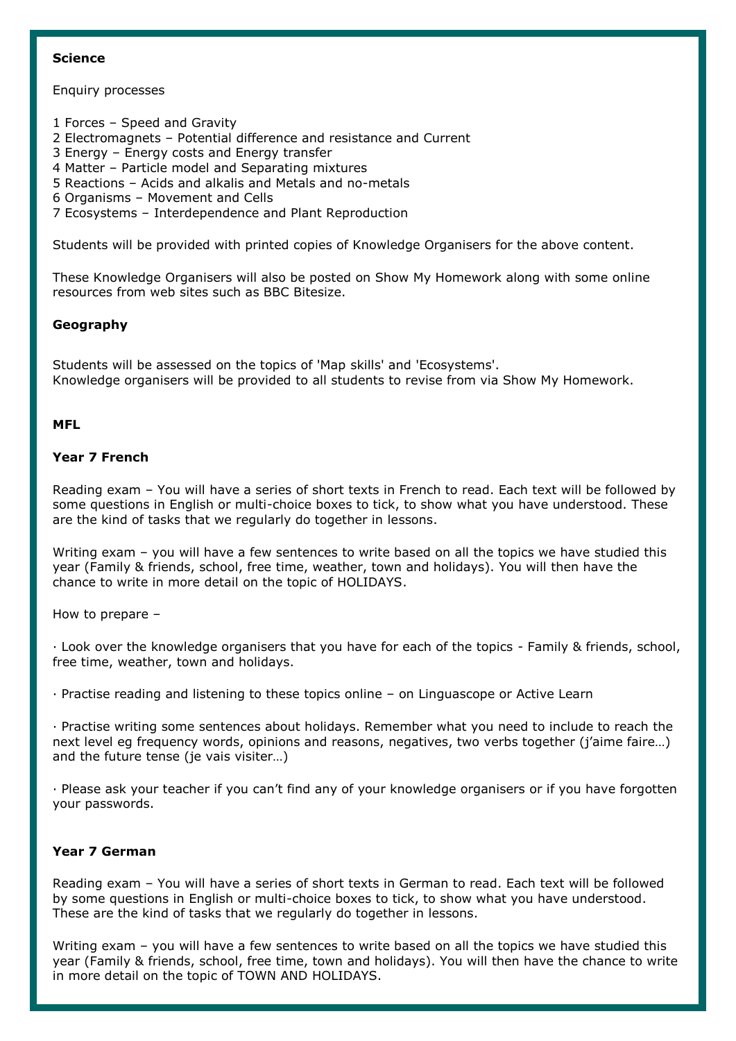**Science**

Enquiry processes

1 Forces – Speed and Gravity
2 Electromagnets – Potential difference and resistance and Current
3 Energy – Energy costs and Energy transfer
4 Matter – Particle model and Separating mixtures
5 Reactions – Acids and alkalis and Metals and no-metals
6 Organisms – Movement and Cells
7 Ecosystems – Interdependence and Plant Reproduction

Students will be provided with printed copies of Knowledge Organisers for the above content.

These Knowledge Organisers will also be posted on Show My Homework along with some online resources from web sites such as BBC Bitesize.

**Geography**

Students will be assessed on the topics of 'Map skills' and 'Ecosystems'.
Knowledge organisers will be provided to all students to revise from via Show My Homework.

**MFL**

**Year 7 French**

Reading exam – You will have a series of short texts in French to read. Each text will be followed by some questions in English or multi-choice boxes to tick, to show what you have understood. These are the kind of tasks that we regularly do together in lessons.

Writing exam – you will have a few sentences to write based on all the topics we have studied this year (Family & friends, school, free time, weather, town and holidays). You will then have the chance to write in more detail on the topic of HOLIDAYS.

How to prepare –

· Look over the knowledge organisers that you have for each of the topics - Family & friends, school, free time, weather, town and holidays.

· Practise reading and listening to these topics online – on Linguascope or Active Learn

· Practise writing some sentences about holidays. Remember what you need to include to reach the next level eg frequency words, opinions and reasons, negatives, two verbs together (j'aime faire…) and the future tense (je vais visiter…)

· Please ask your teacher if you can't find any of your knowledge organisers or if you have forgotten your passwords.

**Year 7 German**

Reading exam – You will have a series of short texts in German to read. Each text will be followed by some questions in English or multi-choice boxes to tick, to show what you have understood. These are the kind of tasks that we regularly do together in lessons.

Writing exam – you will have a few sentences to write based on all the topics we have studied this year (Family & friends, school, free time, town and holidays). You will then have the chance to write in more detail on the topic of TOWN AND HOLIDAYS.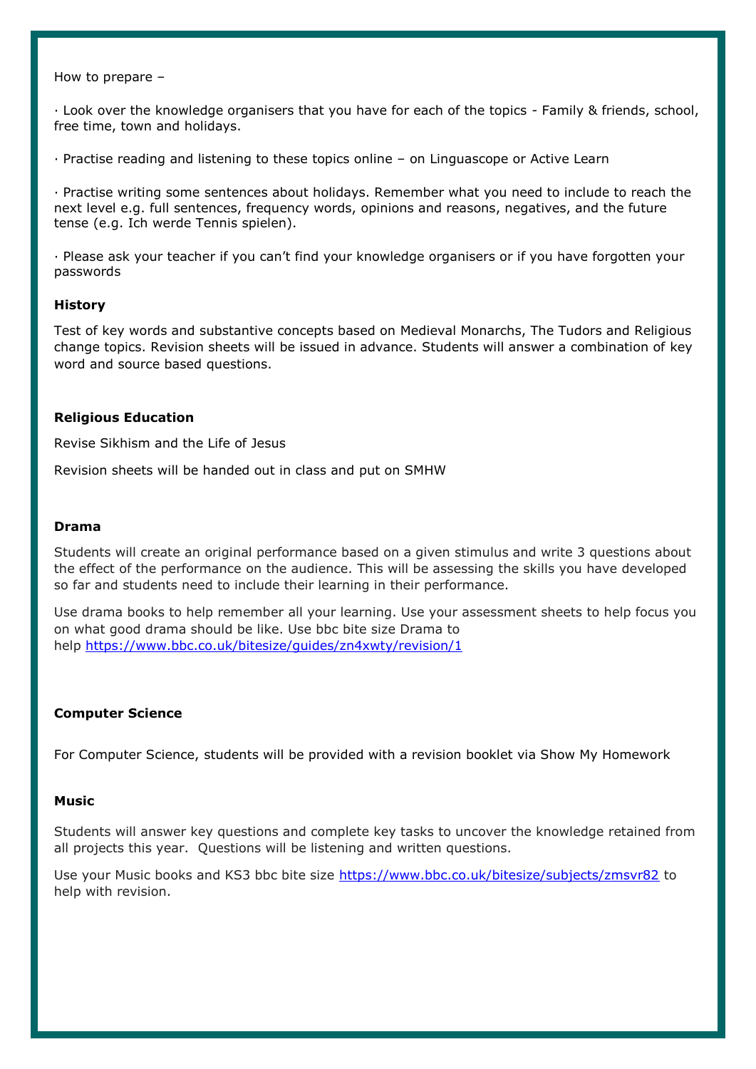How to prepare –

· Look over the knowledge organisers that you have for each of the topics - Family & friends, school, free time, town and holidays.

· Practise reading and listening to these topics online – on Linguascope or Active Learn

· Practise writing some sentences about holidays. Remember what you need to include to reach the next level e.g. full sentences, frequency words, opinions and reasons, negatives, and the future tense (e.g. Ich werde Tennis spielen).

· Please ask your teacher if you can't find your knowledge organisers or if you have forgotten your passwords

**History**

Test of key words and substantive concepts based on Medieval Monarchs, The Tudors and Religious change topics. Revision sheets will be issued in advance. Students will answer a combination of key word and source based questions.

**Religious Education**

Revise Sikhism and the Life of Jesus

Revision sheets will be handed out in class and put on SMHW

**Drama**

Students will create an original performance based on a given stimulus and write 3 questions about the effect of the performance on the audience. This will be assessing the skills you have developed so far and students need to include their learning in their performance.

Use drama books to help remember all your learning. Use your assessment sheets to help focus you on what good drama should be like. Use bbc bite size Drama to help https://www.bbc.co.uk/bitesize/guides/zn4xwty/revision/1

**Computer Science**

For Computer Science, students will be provided with a revision booklet via Show My Homework

**Music**

Students will answer key questions and complete key tasks to uncover the knowledge retained from all projects this year. Questions will be listening and written questions.

Use your Music books and KS3 bbc bite size https://www.bbc.co.uk/bitesize/subjects/zmsvr82 to help with revision.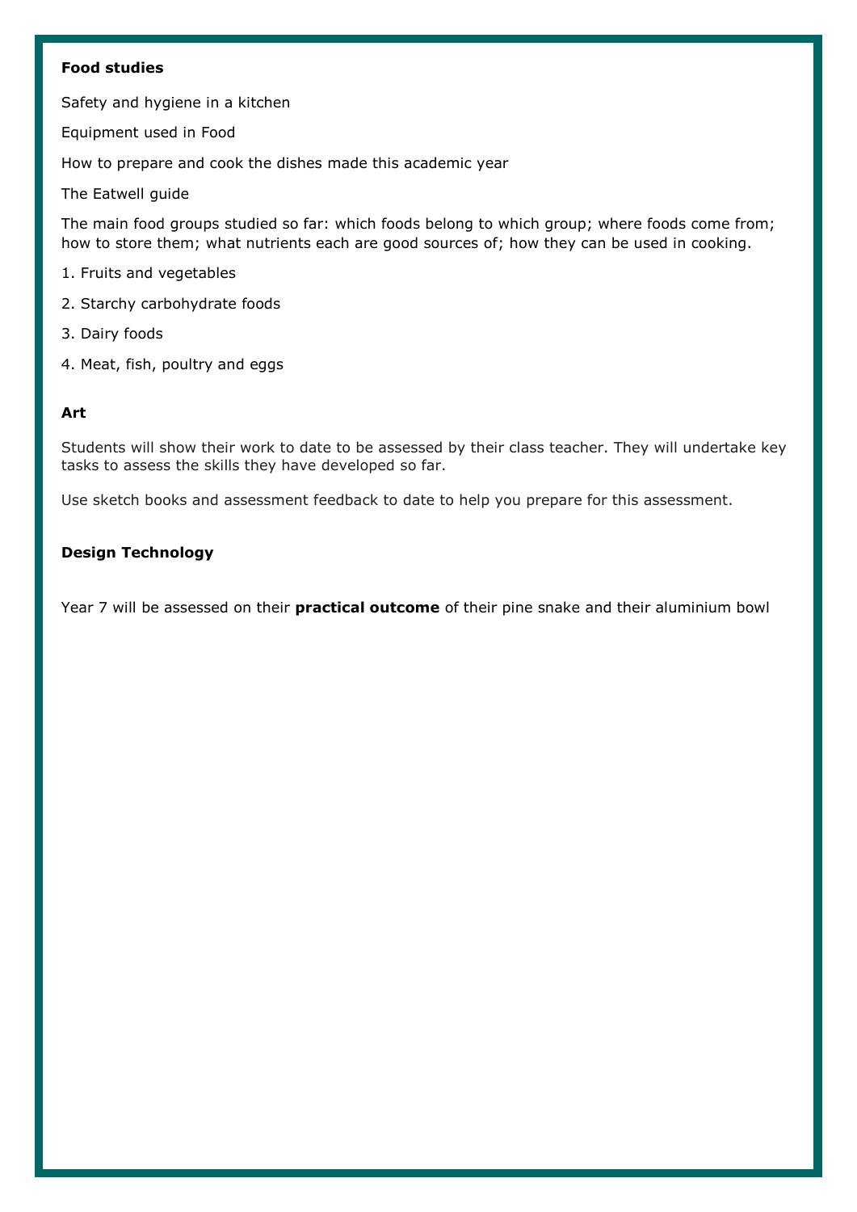**Food studies**

Safety and hygiene in a kitchen

Equipment used in Food

How to prepare and cook the dishes made this academic year

The Eatwell guide

The main food groups studied so far: which foods belong to which group; where foods come from; how to store them; what nutrients each are good sources of; how they can be used in cooking.

1. Fruits and vegetables
2. Starchy carbohydrate foods
3. Dairy foods
4. Meat, fish, poultry and eggs

**Art**

Students will show their work to date to be assessed by their class teacher. They will undertake key tasks to assess the skills they have developed so far.

Use sketch books and assessment feedback to date to help you prepare for this assessment.

**Design Technology**

Year 7 will be assessed on their **practical outcome** of their pine snake and their aluminium bowl